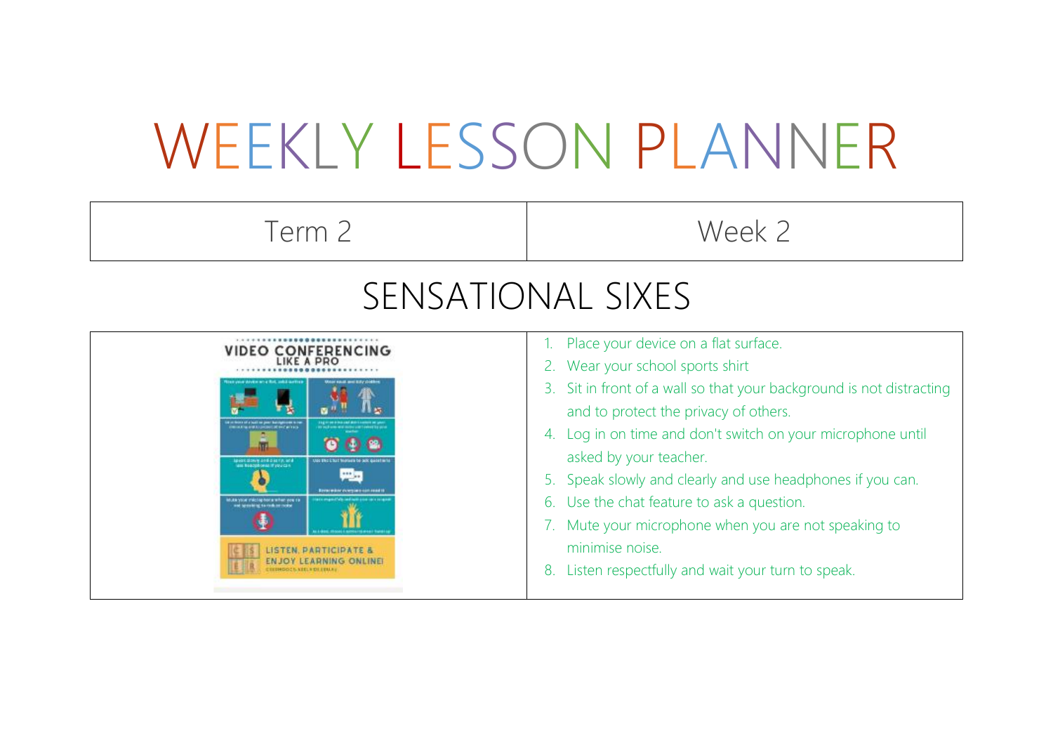# WEEKLY LESSON PLANNER

| Term 2 | Week 2 |
|---|---|

## SENSATIONAL SIXES

1. Place your device on a flat surface.
2. Wear your school sports shirt
3. Sit in front of a wall so that your background is not distracting and to protect the privacy of others.
4. Log in on time and don't switch on your microphone until asked by your teacher.
5. Speak slowly and clearly and use headphones if you can.
6. Use the chat feature to ask a question.
7. Mute your microphone when you are not speaking to minimise noise.
8. Listen respectfully and wait your turn to speak.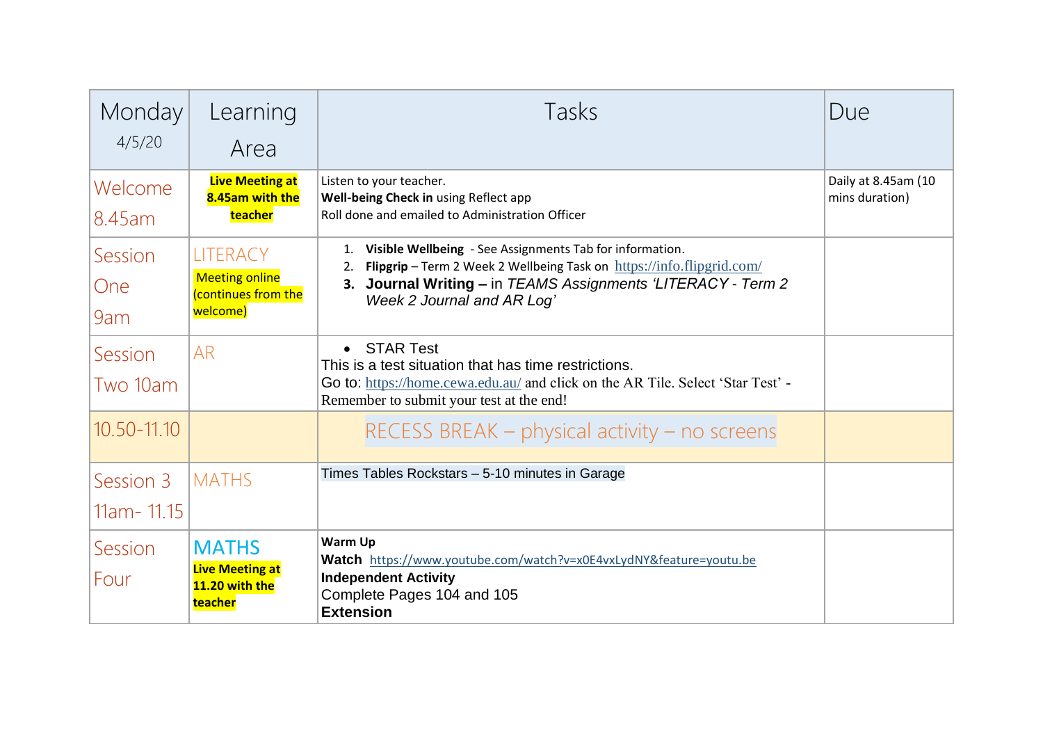| Monday 4/5/20 | Learning Area | Tasks | Due |
|---|---|---|---|
| Welcome 8.45am | **Live Meeting at 8.45am with the teacher** | Listen to your teacher.<br>**Well-being Check in** using Reflect app<br>Roll done and emailed to Administration Officer | Daily at 8.45am (10 mins duration) |
| Session One 9am | LITERACY<br>Meeting online (continues from the welcome) | 1. **Visible Wellbeing** - See Assignments Tab for information.<br>2. **Flipgrip** – Term 2 Week 2 Wellbeing Task on https://info.flipgrid.com/<br>3. **Journal Writing –** in *TEAMS Assignments 'LITERACY - Term 2 Week 2 Journal and AR Log'* | |
| Session Two 10am | AR | • STAR Test<br>This is a test situation that has time restrictions.<br>Go to: https://home.cewa.edu.au/ and click on the AR Tile. Select 'Star Test' - Remember to submit your test at the end! | |
| 10.50-11.10 | | RECESS BREAK – physical activity – no screens | |
| Session 3 11am- 11.15 | MATHS | Times Tables Rockstars – 5-10 minutes in Garage | |
| Session Four | MATHS<br>**Live Meeting at 11.20 with the teacher** | **Warm Up**<br>**Watch** https://www.youtube.com/watch?v=x0E4vxLydNY&feature=youtu.be<br>**Independent Activity**<br>Complete Pages 104 and 105<br>**Extension** | |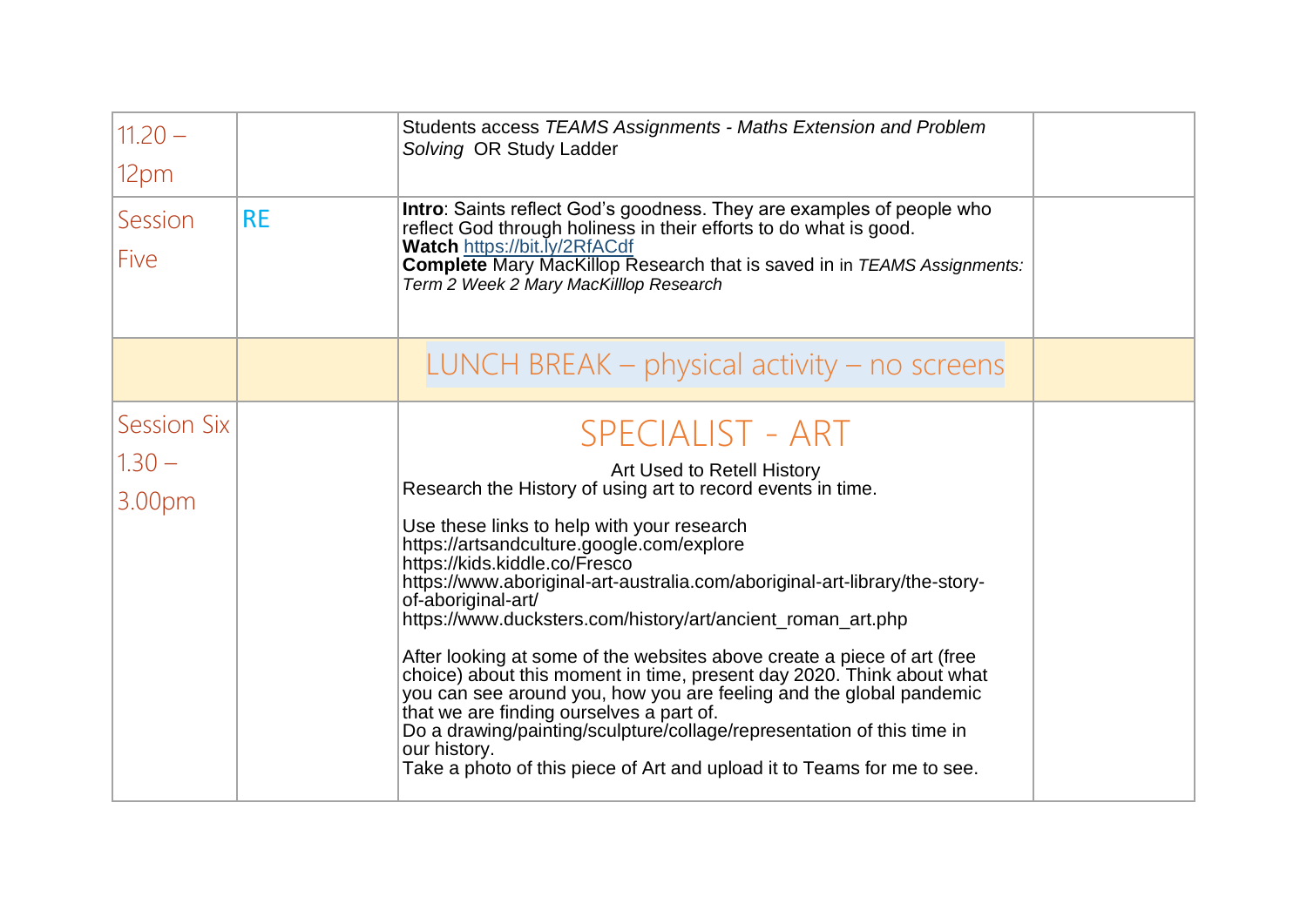| | | | |
|---|---|---|---|
| 11.20 – 12pm | | Students access *TEAMS Assignments - Maths Extension and Problem Solving* OR Study Ladder | |
| Session Five | RE | **Intro**: Saints reflect God's goodness. They are examples of people who reflect God through holiness in their efforts to do what is good.<br>**Watch** https://bit.ly/2RfACdf<br>**Complete** Mary MacKillop Research that is saved in in *TEAMS Assignments: Term 2 Week 2 Mary MacKilllop Research* | |
| | | LUNCH BREAK – physical activity – no screens | |
| Session Six 1.30 – 3.00pm | | SPECIALIST - ART<br><br>Art Used to Retell History<br>Research the History of using art to record events in time.<br><br>Use these links to help with your research<br>https://artsandculture.google.com/explore<br>https://kids.kiddle.co/Fresco<br>https://www.aboriginal-art-australia.com/aboriginal-art-library/the-story-of-aboriginal-art/<br>https://www.ducksters.com/history/art/ancient_roman_art.php<br><br>After looking at some of the websites above create a piece of art (free choice) about this moment in time, present day 2020. Think about what you can see around you, how you are feeling and the global pandemic that we are finding ourselves a part of.<br>Do a drawing/painting/sculpture/collage/representation of this time in our history.<br>Take a photo of this piece of Art and upload it to Teams for me to see. | |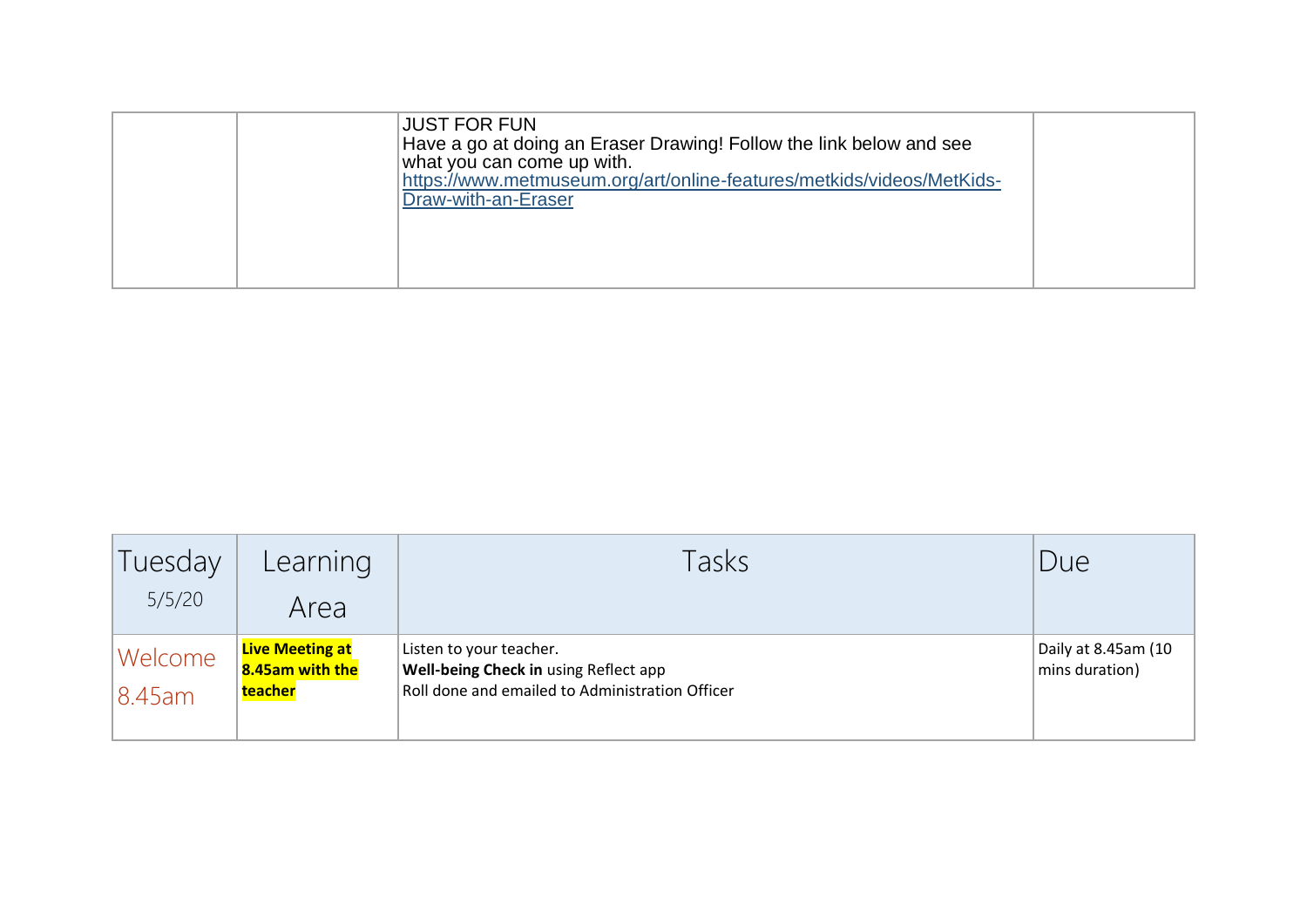| | | JUST FOR FUN<br>Have a go at doing an Eraser Drawing! Follow the link below and see what you can come up with.<br>https://www.metmuseum.org/art/online-features/metkids/videos/MetKids-Draw-with-an-Eraser | |
|---|---|---|---|

| Tuesday 5/5/20 | Learning Area | Tasks | Due |
|---|---|---|---|
| Welcome 8.45am | **Live Meeting at 8.45am with the teacher** | Listen to your teacher.<br>**Well-being Check in** using Reflect app<br>Roll done and emailed to Administration Officer | Daily at 8.45am (10 mins duration) |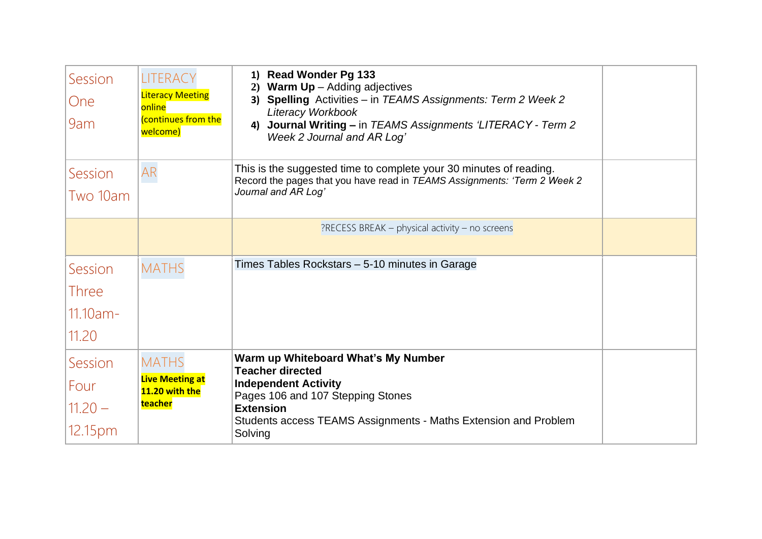| | | | |
|---|---|---|---|
| Session One 9am | LITERACY<br>Literacy Meeting online (continues from the welcome) | 1) **Read Wonder Pg 133**<br>2) **Warm Up** – Adding adjectives<br>3) **Spelling** Activities – in *TEAMS Assignments: Term 2 Week 2 Literacy Workbook*<br>4) **Journal Writing –** in *TEAMS Assignments 'LITERACY - Term 2 Week 2 Journal and AR Log'* | |
| Session Two 10am | AR | This is the suggested time to complete your 30 minutes of reading.<br>Record the pages that you have read in *TEAMS Assignments: 'Term 2 Week 2 Journal and AR Log'* | |
| | | ?RECESS BREAK – physical activity – no screens | |
| Session Three 11.10am-11.20 | MATHS | Times Tables Rockstars – 5-10 minutes in Garage | |
| Session Four 11.20 – 12.15pm | MATHS<br>**Live Meeting at 11.20 with the teacher** | **Warm up Whiteboard What's My Number**<br>**Teacher directed**<br>**Independent Activity**<br>Pages 106 and 107 Stepping Stones<br>**Extension**<br>Students access TEAMS Assignments - Maths Extension and Problem Solving | |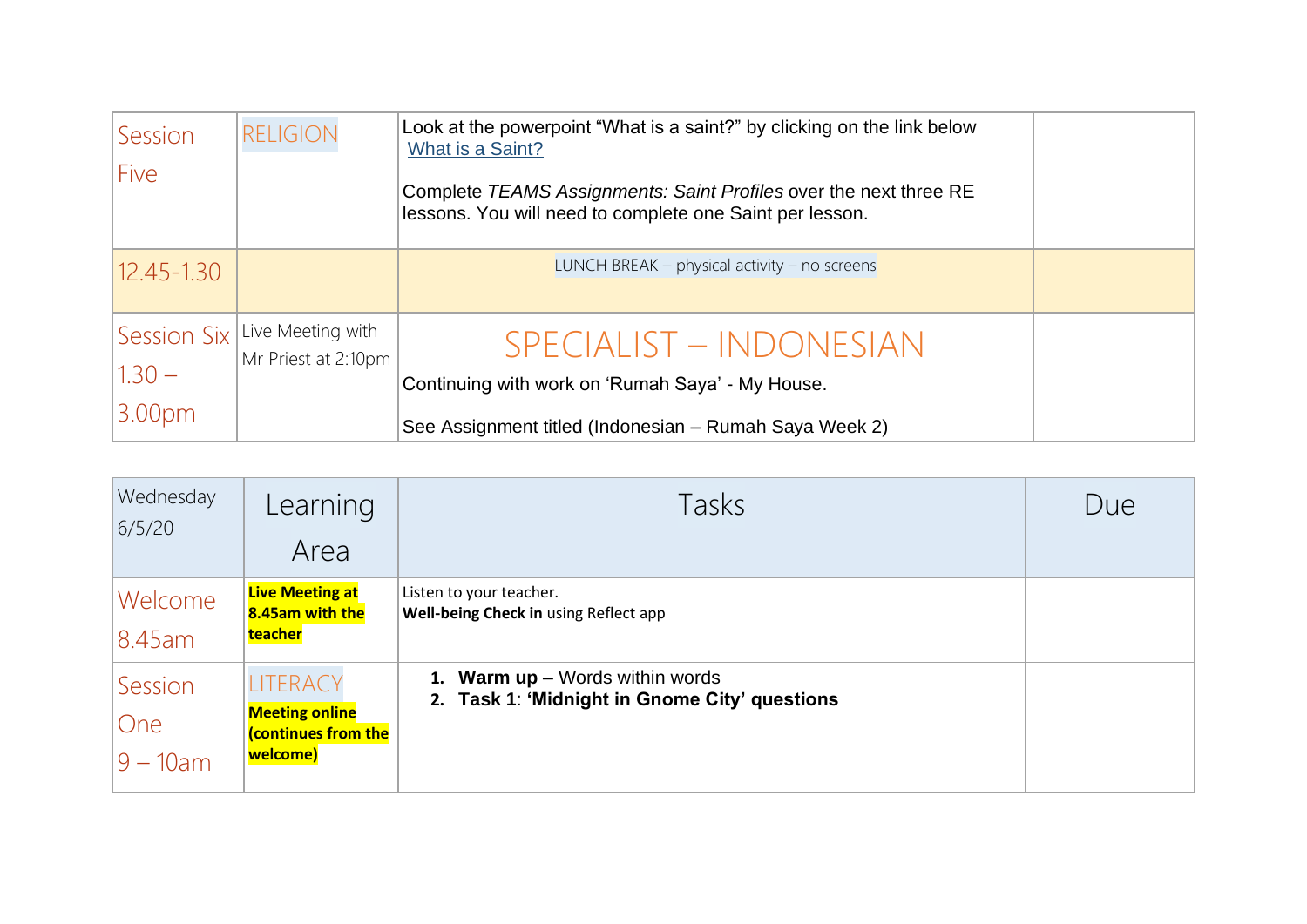| Session Five | RELIGION | Look at the powerpoint "What is a saint?" by clicking on the link below<br>What is a Saint?<br><br>Complete *TEAMS Assignments: Saint Profiles* over the next three RE lessons. You will need to complete one Saint per lesson. | |
|---|---|---|---|
| 12.45-1.30 | | LUNCH BREAK – physical activity – no screens | |
| Session Six 1.30 – 3.00pm | Live Meeting with Mr Priest at 2:10pm | SPECIALIST – INDONESIAN<br>Continuing with work on 'Rumah Saya' - My House.<br><br>See Assignment titled (Indonesian – Rumah Saya Week 2) | |

| Wednesday 6/5/20 | Learning Area | Tasks | Due |
|---|---|---|---|
| Welcome 8.45am | **Live Meeting at 8.45am with the teacher** | Listen to your teacher.<br>**Well-being Check in** using Reflect app | |
| Session One 9 – 10am | LITERACY<br>**Meeting online (continues from the welcome)** | 1. **Warm up** – Words within words<br>2. **Task 1**: **'Midnight in Gnome City' questions** | |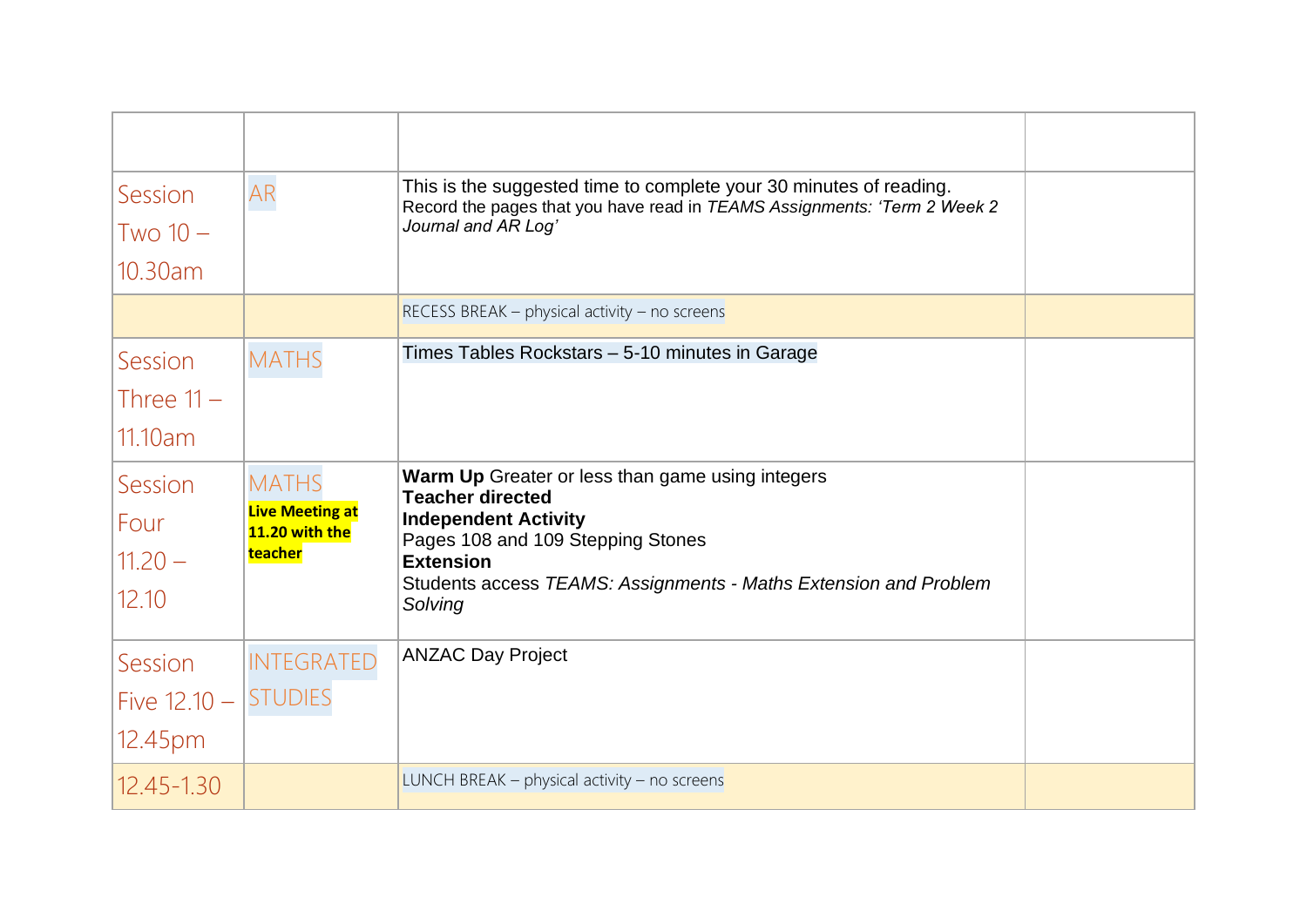| | | | |
|---|---|---|---|
| Session Two 10 – 10.30am | AR | This is the suggested time to complete your 30 minutes of reading.<br>Record the pages that you have read in *TEAMS Assignments: 'Term 2 Week 2 Journal and AR Log'* | |
| | | RECESS BREAK – physical activity – no screens | |
| Session Three 11 – 11.10am | MATHS | Times Tables Rockstars – 5-10 minutes in Garage | |
| Session Four 11.20 – 12.10 | MATHS<br>**Live Meeting at 11.20 with the teacher** | **Warm Up** Greater or less than game using integers<br>**Teacher directed**<br>**Independent Activity**<br>Pages 108 and 109 Stepping Stones<br>**Extension**<br>Students access *TEAMS: Assignments - Maths Extension and Problem Solving* | |
| Session Five 12.10 – 12.45pm | INTEGRATED STUDIES | ANZAC Day Project | |
| 12.45-1.30 | | LUNCH BREAK – physical activity – no screens | |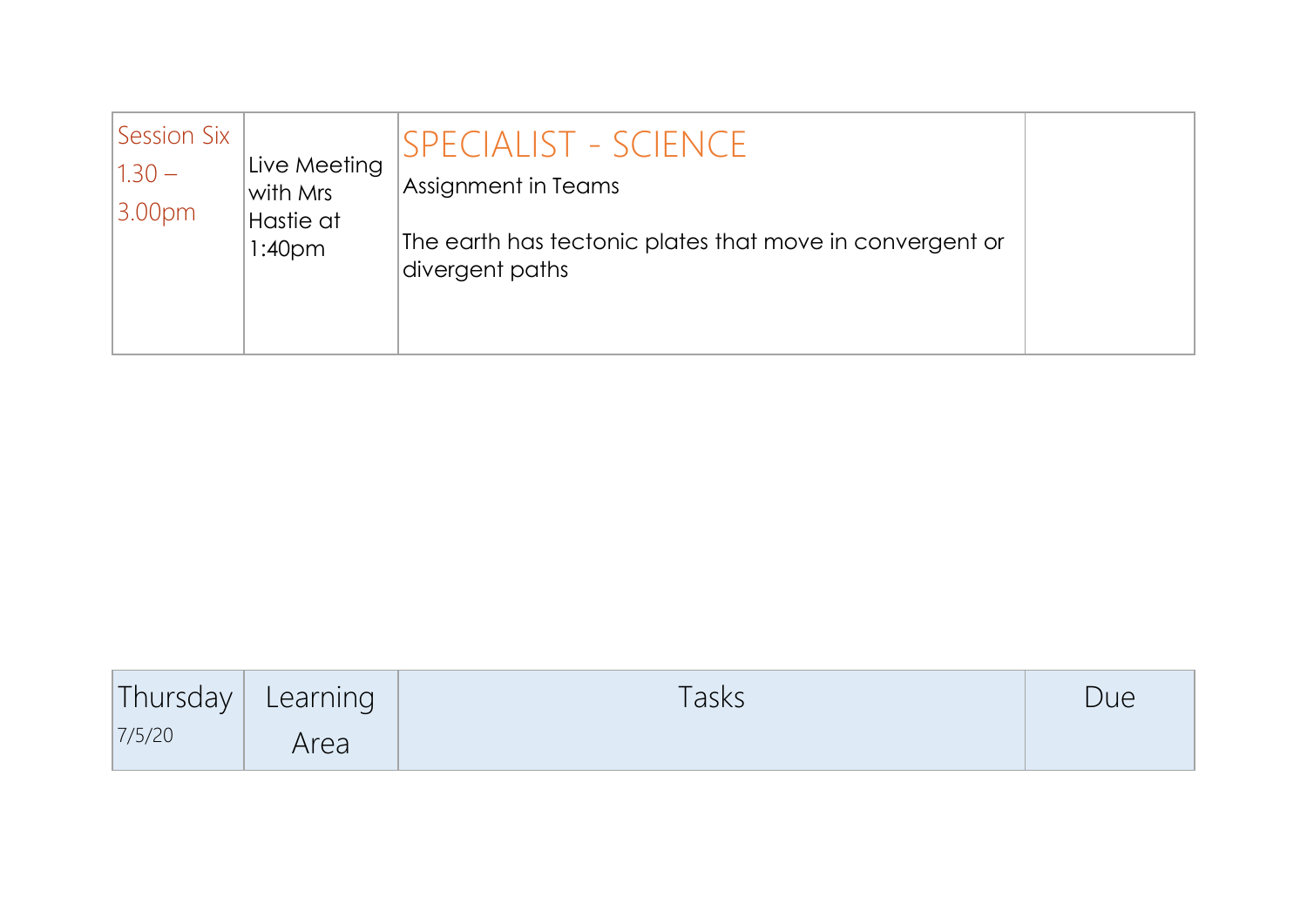| Session Six 1.30 – 3.00pm | Live Meeting with Mrs Hastie at 1:40pm | SPECIALIST - SCIENCE<br>Assignment in Teams<br><br>The earth has tectonic plates that move in convergent or divergent paths | |
|---|---|---|---|

| Thursday 7/5/20 | Learning Area | Tasks | Due |
|---|---|---|---|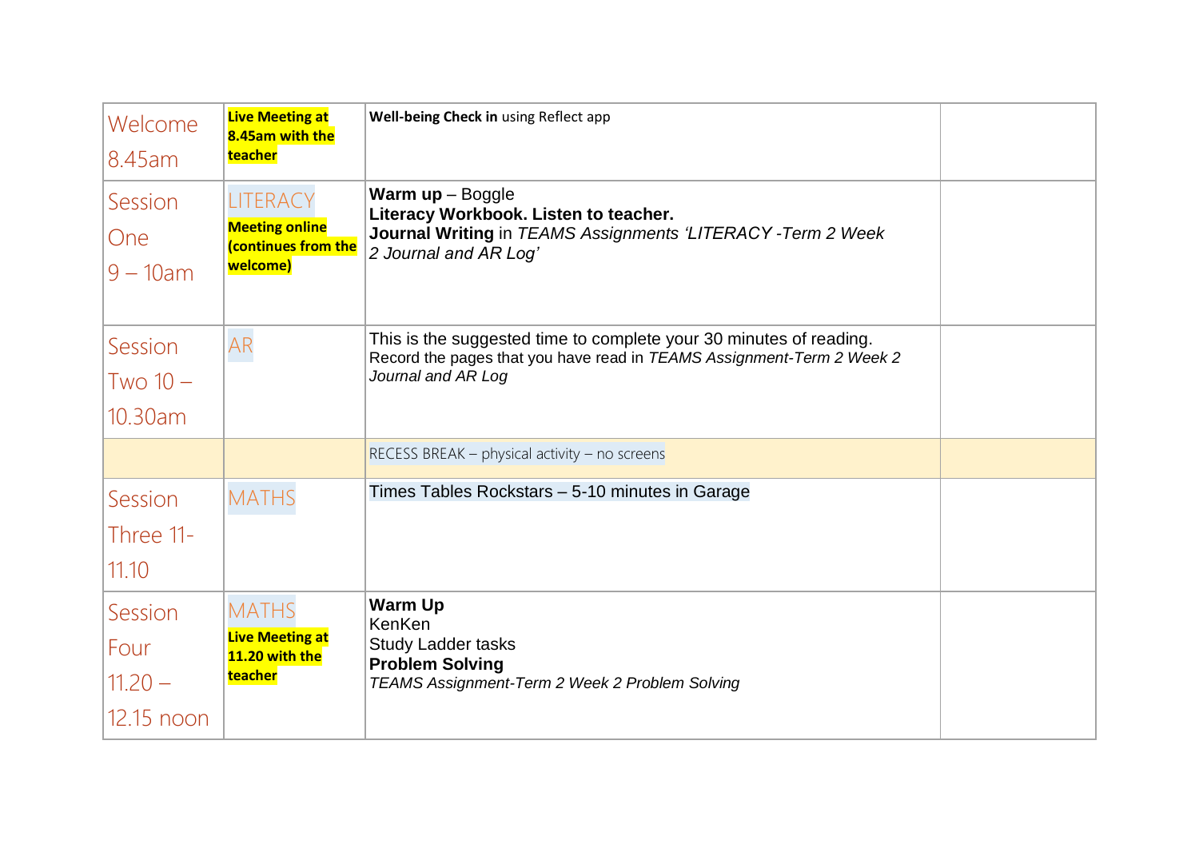| | | | |
|---|---|---|---|
| Welcome 8.45am | **Live Meeting at 8.45am with the teacher** | **Well-being Check in** using Reflect app | |
| Session One 9 – 10am | LITERACY **Meeting online (continues from the welcome)** | **Warm up** – Boggle<br>**Literacy Workbook. Listen to teacher.**<br>**Journal Writing** in *TEAMS Assignments 'LITERACY -Term 2 Week 2 Journal and AR Log'* | |
| Session Two 10 – 10.30am | AR | This is the suggested time to complete your 30 minutes of reading.<br>Record the pages that you have read in *TEAMS Assignment-Term 2 Week 2 Journal and AR Log* | |
| | | RECESS BREAK – physical activity – no screens | |
| Session Three 11-11.10 | MATHS | Times Tables Rockstars – 5-10 minutes in Garage | |
| Session Four 11.20 – 12.15 noon | MATHS **Live Meeting at 11.20 with the teacher** | **Warm Up**<br>KenKen<br>Study Ladder tasks<br>**Problem Solving**<br>*TEAMS Assignment-Term 2 Week 2 Problem Solving* | |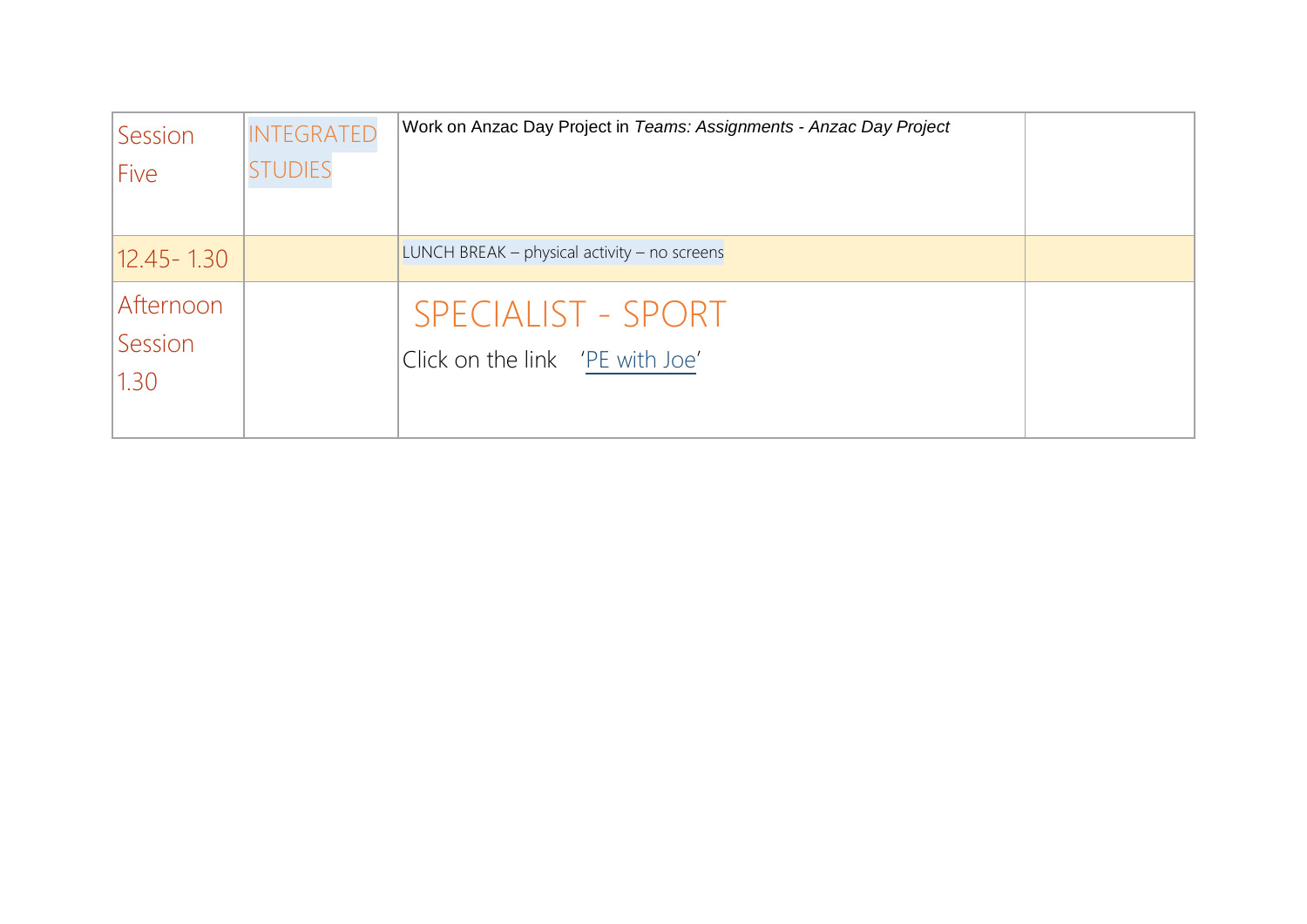| Session Five | INTEGRATED STUDIES | Work on Anzac Day Project in *Teams: Assignments - Anzac Day Project* | |
|---|---|---|---|
| 12.45- 1.30 | | LUNCH BREAK – physical activity – no screens | |
| Afternoon Session 1.30 | | SPECIALIST - SPORT<br>Click on the link 'PE with Joe' | |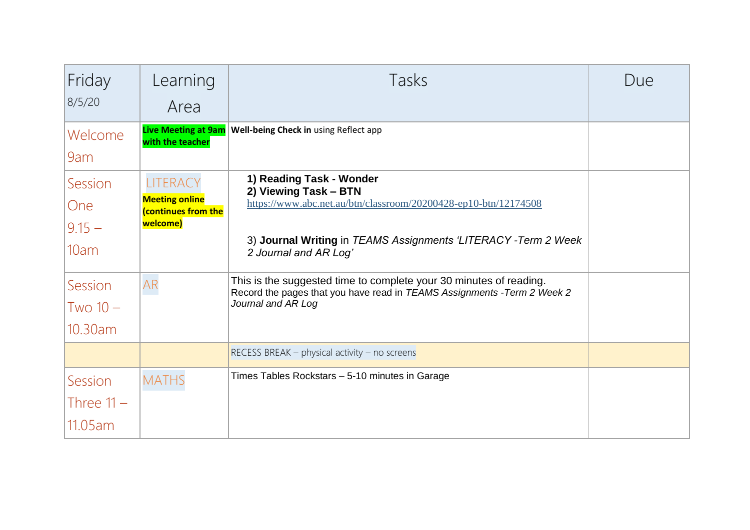| Friday 8/5/20 | Learning Area | Tasks | Due |
|---|---|---|---|
| Welcome 9am | **Live Meeting at 9am with the teacher** | **Well-being Check in** using Reflect app | |
| Session One 9.15 – 10am | LITERACY **Meeting online (continues from the welcome)** | **1) Reading Task - Wonder** **2) Viewing Task – BTN** https://www.abc.net.au/btn/classroom/20200428-ep10-btn/12174508 3) **Journal Writing** in *TEAMS Assignments 'LITERACY -Term 2 Week 2 Journal and AR Log'* | |
| Session Two 10 – 10.30am | AR | This is the suggested time to complete your 30 minutes of reading. Record the pages that you have read in *TEAMS Assignments -Term 2 Week 2 Journal and AR Log* | |
| | | RECESS BREAK – physical activity – no screens | |
| Session Three 11 – 11.05am | MATHS | Times Tables Rockstars – 5-10 minutes in Garage | |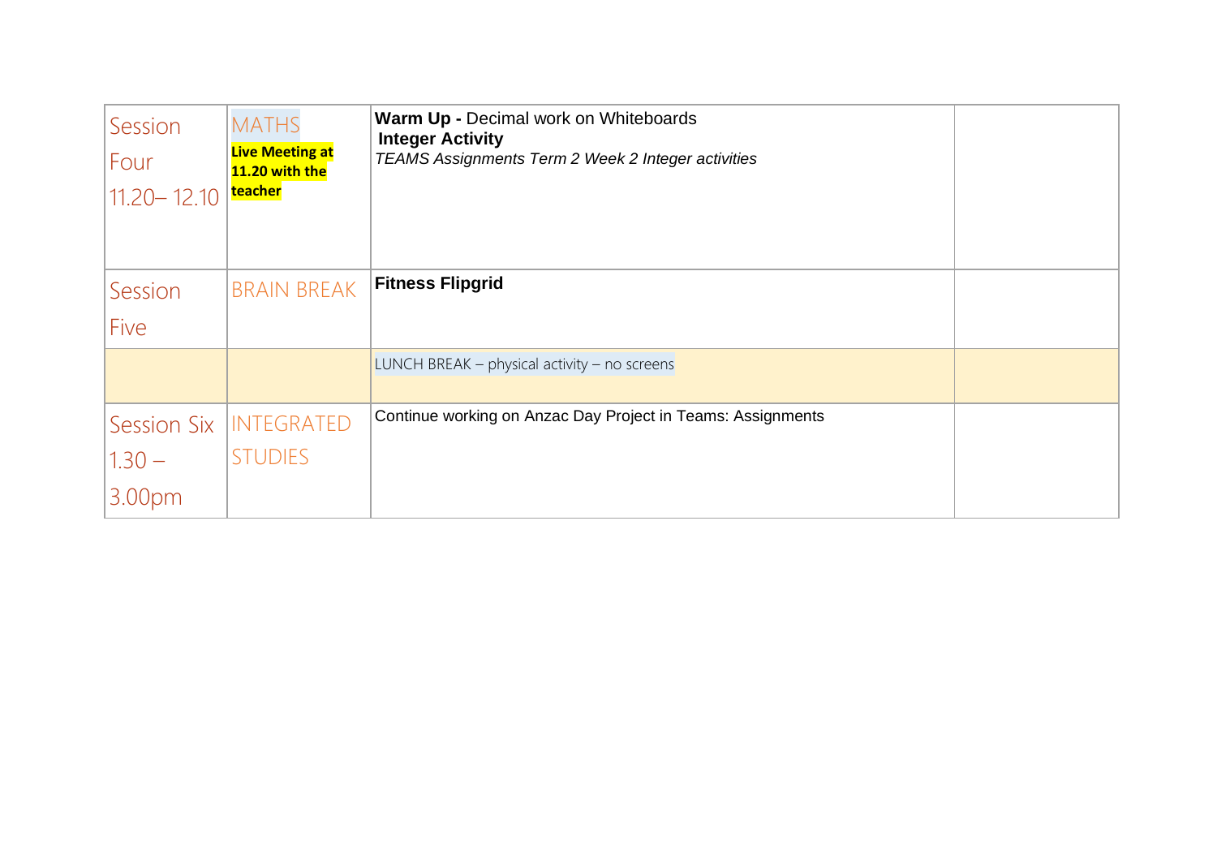| | | | |
|---|---|---|---|
| Session Four 11.20– 12.10 | MATHS **Live Meeting at 11.20 with the teacher** | **Warm Up -** Decimal work on Whiteboards **Integer Activity** *TEAMS Assignments Term 2 Week 2 Integer activities* | |
| Session Five | BRAIN BREAK | **Fitness Flipgrid** | |
| | | LUNCH BREAK – physical activity – no screens | |
| Session Six 1.30 – 3.00pm | INTEGRATED STUDIES | Continue working on Anzac Day Project in Teams: Assignments | |